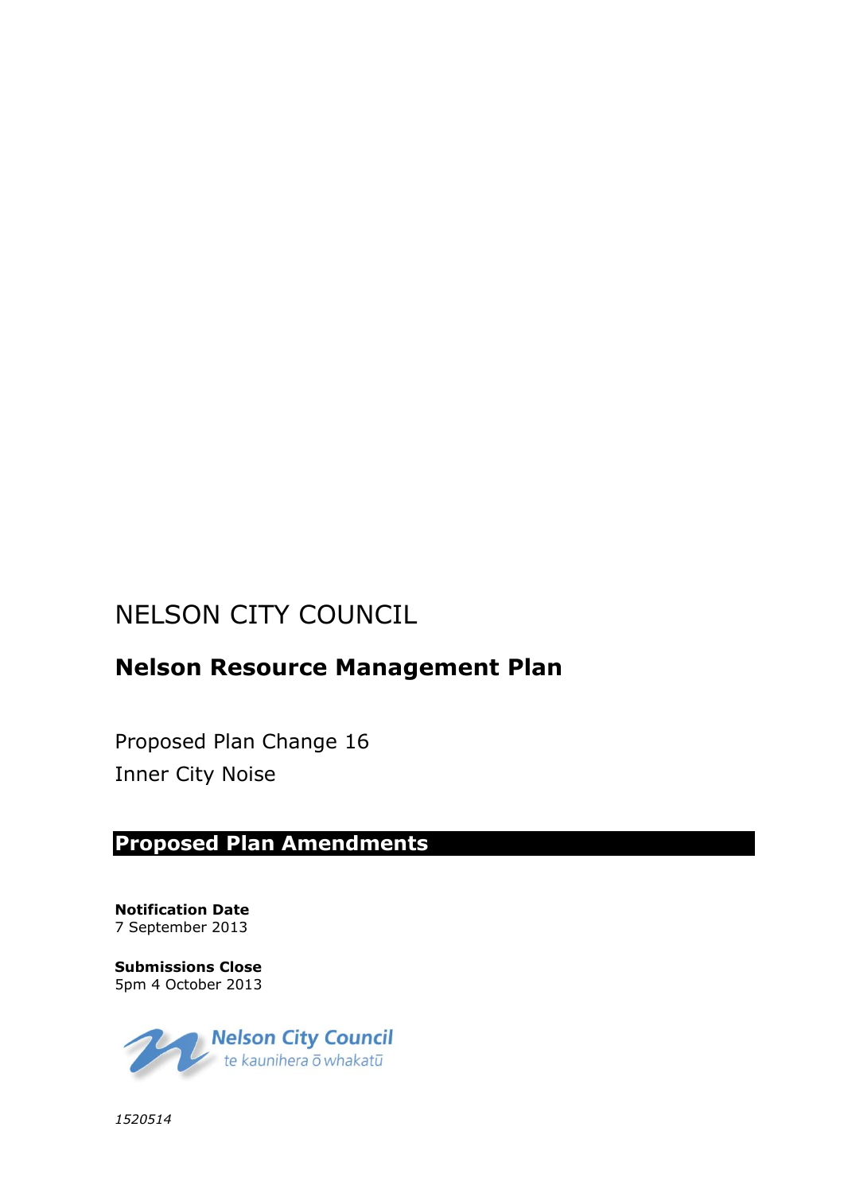# NELSON CITY COUNCIL

## Nelson Resource Management Plan

Proposed Plan Change 16

Inner City Noise

## Proposed Plan Amendments

**Notification Date**
7 September 2013

**Submissions Close**
5pm 4 October 2013

Nelson City Council
te kaunihera ō whakatū

*1520514*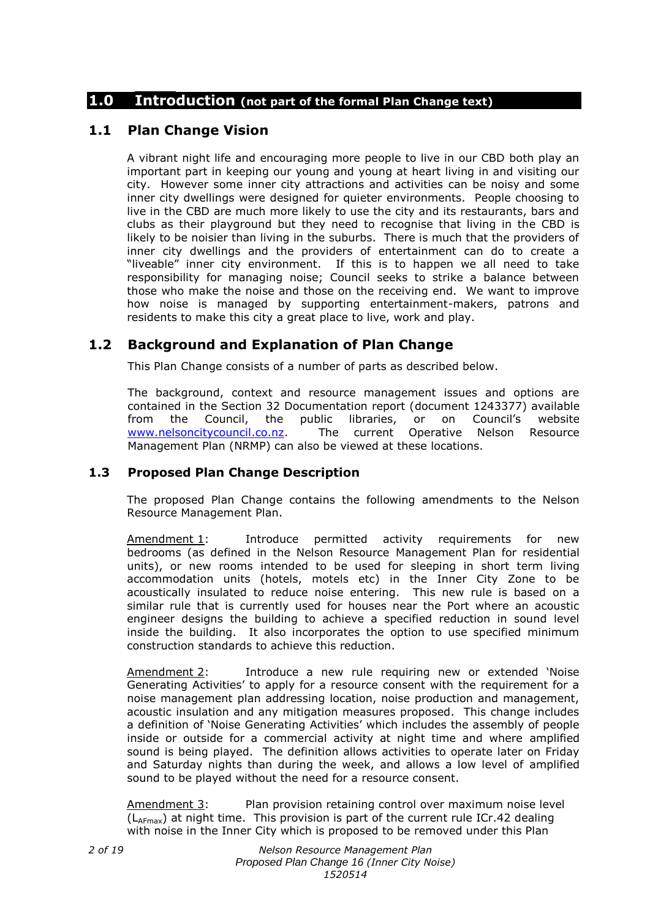# 1.0 Introduction (not part of the formal Plan Change text)

## 1.1 Plan Change Vision

A vibrant night life and encouraging more people to live in our CBD both play an important part in keeping our young and young at heart living in and visiting our city. However some inner city attractions and activities can be noisy and some inner city dwellings were designed for quieter environments. People choosing to live in the CBD are much more likely to use the city and its restaurants, bars and clubs as their playground but they need to recognise that living in the CBD is likely to be noisier than living in the suburbs. There is much that the providers of inner city dwellings and the providers of entertainment can do to create a "liveable" inner city environment. If this is to happen we all need to take responsibility for managing noise; Council seeks to strike a balance between those who make the noise and those on the receiving end. We want to improve how noise is managed by supporting entertainment-makers, patrons and residents to make this city a great place to live, work and play.

## 1.2 Background and Explanation of Plan Change

This Plan Change consists of a number of parts as described below.

The background, context and resource management issues and options are contained in the Section 32 Documentation report (document 1243377) available from the Council, the public libraries, or on Council's website www.nelsoncitycouncil.co.nz. The current Operative Nelson Resource Management Plan (NRMP) can also be viewed at these locations.

## 1.3 Proposed Plan Change Description

The proposed Plan Change contains the following amendments to the Nelson Resource Management Plan.

Amendment 1: Introduce permitted activity requirements for new bedrooms (as defined in the Nelson Resource Management Plan for residential units), or new rooms intended to be used for sleeping in short term living accommodation units (hotels, motels etc) in the Inner City Zone to be acoustically insulated to reduce noise entering. This new rule is based on a similar rule that is currently used for houses near the Port where an acoustic engineer designs the building to achieve a specified reduction in sound level inside the building. It also incorporates the option to use specified minimum construction standards to achieve this reduction.

Amendment 2: Introduce a new rule requiring new or extended 'Noise Generating Activities' to apply for a resource consent with the requirement for a noise management plan addressing location, noise production and management, acoustic insulation and any mitigation measures proposed. This change includes a definition of 'Noise Generating Activities' which includes the assembly of people inside or outside for a commercial activity at night time and where amplified sound is being played. The definition allows activities to operate later on Friday and Saturday nights than during the week, and allows a low level of amplified sound to be played without the need for a resource consent.

Amendment 3: Plan provision retaining control over maximum noise level ($L_{AFmax}$) at night time. This provision is part of the current rule ICr.42 dealing with noise in the Inner City which is proposed to be removed under this Plan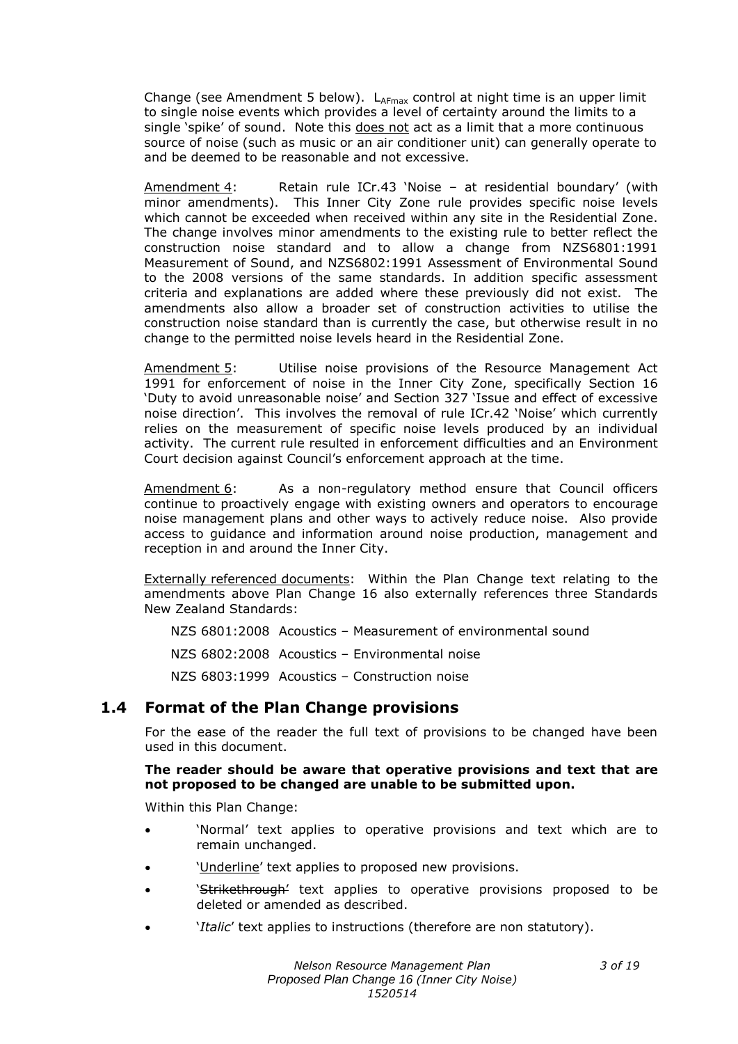Change (see Amendment 5 below). $L_{AFmax}$ control at night time is an upper limit to single noise events which provides a level of certainty around the limits to a single 'spike' of sound. Note this <u>does not</u> act as a limit that a more continuous source of noise (such as music or an air conditioner unit) can generally operate to and be deemed to be reasonable and not excessive.

<u>Amendment 4</u>: Retain rule ICr.43 'Noise – at residential boundary' (with minor amendments). This Inner City Zone rule provides specific noise levels which cannot be exceeded when received within any site in the Residential Zone. The change involves minor amendments to the existing rule to better reflect the construction noise standard and to allow a change from NZS6801:1991 Measurement of Sound, and NZS6802:1991 Assessment of Environmental Sound to the 2008 versions of the same standards. In addition specific assessment criteria and explanations are added where these previously did not exist. The amendments also allow a broader set of construction activities to utilise the construction noise standard than is currently the case, but otherwise result in no change to the permitted noise levels heard in the Residential Zone.

<u>Amendment 5</u>: Utilise noise provisions of the Resource Management Act 1991 for enforcement of noise in the Inner City Zone, specifically Section 16 'Duty to avoid unreasonable noise' and Section 327 'Issue and effect of excessive noise direction'. This involves the removal of rule ICr.42 'Noise' which currently relies on the measurement of specific noise levels produced by an individual activity. The current rule resulted in enforcement difficulties and an Environment Court decision against Council's enforcement approach at the time.

<u>Amendment 6</u>: As a non-regulatory method ensure that Council officers continue to proactively engage with existing owners and operators to encourage noise management plans and other ways to actively reduce noise. Also provide access to guidance and information around noise production, management and reception in and around the Inner City.

<u>Externally referenced documents</u>: Within the Plan Change text relating to the amendments above Plan Change 16 also externally references three Standards New Zealand Standards:

NZS 6801:2008 Acoustics – Measurement of environmental sound

NZS 6802:2008 Acoustics – Environmental noise

NZS 6803:1999 Acoustics – Construction noise

## 1.4 Format of the Plan Change provisions

For the ease of the reader the full text of provisions to be changed have been used in this document.

**The reader should be aware that operative provisions and text that are not proposed to be changed are unable to be submitted upon.**

Within this Plan Change:

- 'Normal' text applies to operative provisions and text which are to remain unchanged.
- '<u>Underline</u>' text applies to proposed new provisions.
- '~~Strikethrough~~' text applies to operative provisions proposed to be deleted or amended as described.
- '*Italic*' text applies to instructions (therefore are non statutory).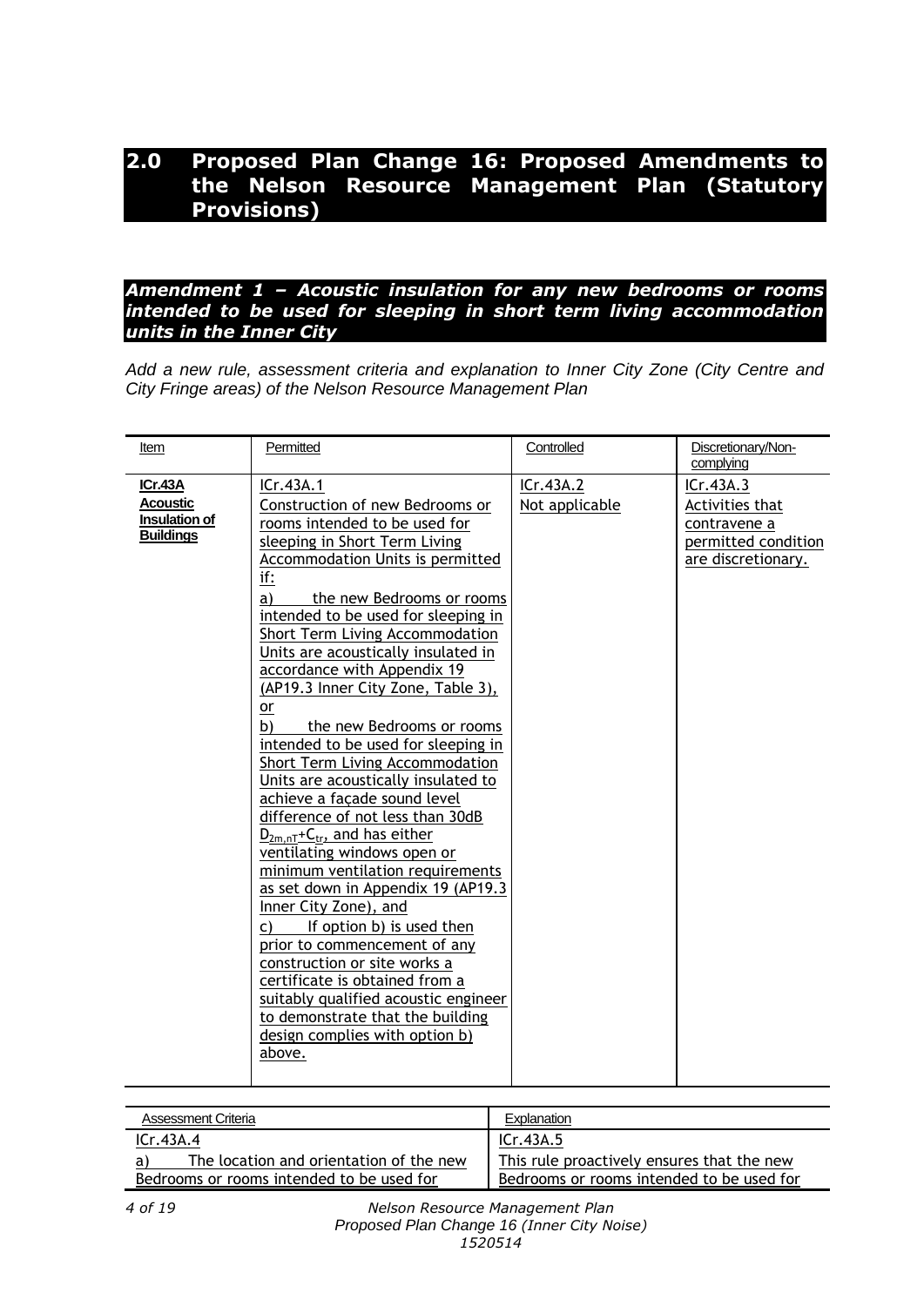## 2.0 Proposed Plan Change 16: Proposed Amendments to the Nelson Resource Management Plan (Statutory Provisions)

### *Amendment 1 – Acoustic insulation for any new bedrooms or rooms intended to be used for sleeping in short term living accommodation units in the Inner City*

*Add a new rule, assessment criteria and explanation to Inner City Zone (City Centre and City Fringe areas) of the Nelson Resource Management Plan*

| Item | Permitted | Controlled | Discretionary/Non-complying |
|---|---|---|---|
| **ICr.43A Acoustic Insulation of Buildings** | ICr.43A.1<br>Construction of new Bedrooms or rooms intended to be used for sleeping in Short Term Living Accommodation Units is permitted if:<br>a) the new Bedrooms or rooms intended to be used for sleeping in Short Term Living Accommodation Units are acoustically insulated in accordance with Appendix 19 (AP19.3 Inner City Zone, Table 3), or<br>b) the new Bedrooms or rooms intended to be used for sleeping in Short Term Living Accommodation Units are acoustically insulated to achieve a façade sound level difference of not less than 30dB $D_{2m,nT}+C_{tr}$, and has either ventilating windows open or minimum ventilation requirements as set down in Appendix 19 (AP19.3 Inner City Zone), and<br>c) If option b) is used then prior to commencement of any construction or site works a certificate is obtained from a suitably qualified acoustic engineer to demonstrate that the building design complies with option b) above. | ICr.43A.2<br>Not applicable | ICr.43A.3<br>Activities that contravene a permitted condition are discretionary. |

| Assessment Criteria | Explanation |
|---|---|
| ICr.43A.4<br>a) The location and orientation of the new Bedrooms or rooms intended to be used for | ICr.43A.5<br>This rule proactively ensures that the new Bedrooms or rooms intended to be used for |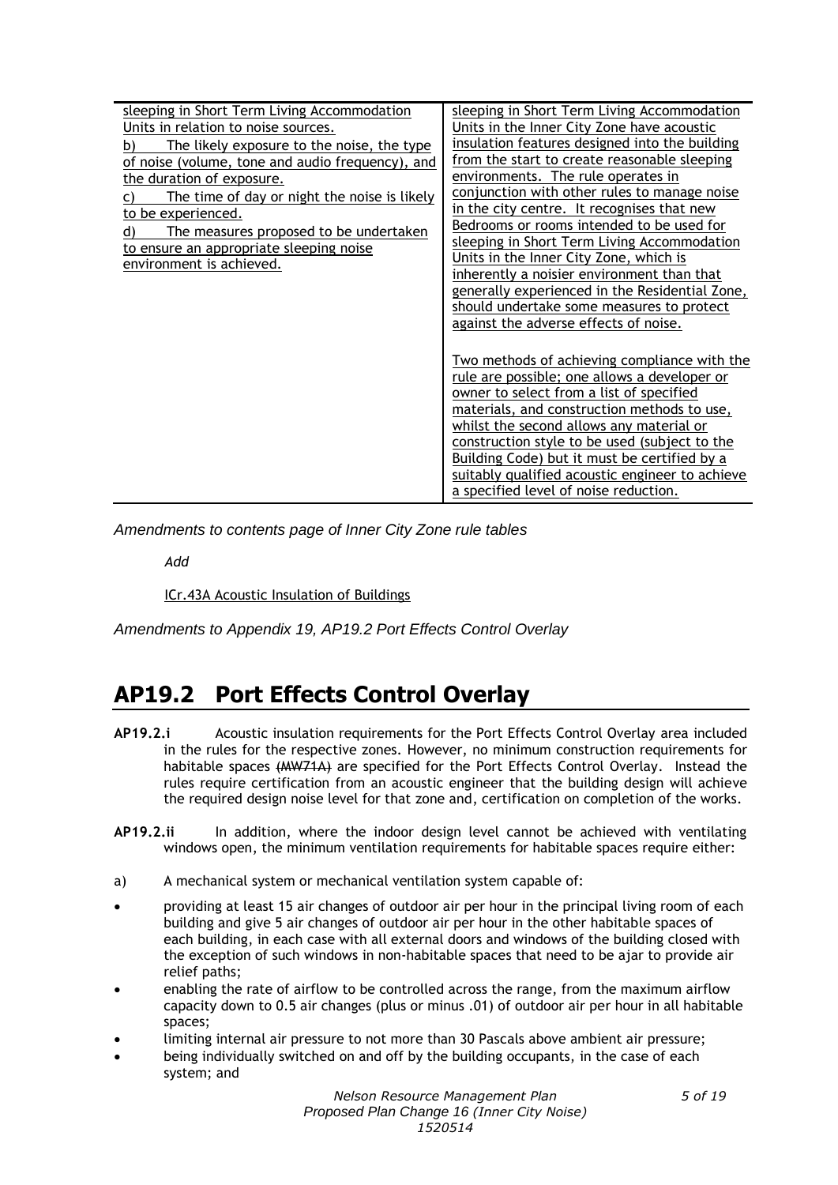| sleeping in Short Term Living Accommodation Units in relation to noise sources.<br>b) The likely exposure to the noise, the type of noise (volume, tone and audio frequency), and the duration of exposure.<br>c) The time of day or night the noise is likely to be experienced.<br>d) The measures proposed to be undertaken to ensure an appropriate sleeping noise environment is achieved. | sleeping in Short Term Living Accommodation Units in the Inner City Zone have acoustic insulation features designed into the building from the start to create reasonable sleeping environments. The rule operates in conjunction with other rules to manage noise in the city centre. It recognises that new Bedrooms or rooms intended to be used for sleeping in Short Term Living Accommodation Units in the Inner City Zone, which is inherently a noisier environment than that generally experienced in the Residential Zone, should undertake some measures to protect against the adverse effects of noise.<br><br>Two methods of achieving compliance with the rule are possible; one allows a developer or owner to select from a list of specified materials, and construction methods to use, whilst the second allows any material or construction style to be used (subject to the Building Code) but it must be certified by a suitably qualified acoustic engineer to achieve a specified level of noise reduction. |
|---|---|

*Amendments to contents page of Inner City Zone rule tables*

*Add*

ICr.43A Acoustic Insulation of Buildings

*Amendments to Appendix 19, AP19.2 Port Effects Control Overlay*

# AP19.2 Port Effects Control Overlay

**AP19.2.i** Acoustic insulation requirements for the Port Effects Control Overlay area included in the rules for the respective zones. However, no minimum construction requirements for habitable spaces ~~(MW71A)~~ are specified for the Port Effects Control Overlay. Instead the rules require certification from an acoustic engineer that the building design will achieve the required design noise level for that zone and, certification on completion of the works.

**AP19.2.ii** In addition, where the indoor design level cannot be achieved with ventilating windows open, the minimum ventilation requirements for habitable spaces require either:

a) A mechanical system or mechanical ventilation system capable of:

- providing at least 15 air changes of outdoor air per hour in the principal living room of each building and give 5 air changes of outdoor air per hour in the other habitable spaces of each building, in each case with all external doors and windows of the building closed with the exception of such windows in non-habitable spaces that need to be ajar to provide air relief paths;
- enabling the rate of airflow to be controlled across the range, from the maximum airflow capacity down to 0.5 air changes (plus or minus .01) of outdoor air per hour in all habitable spaces;
- limiting internal air pressure to not more than 30 Pascals above ambient air pressure;
- being individually switched on and off by the building occupants, in the case of each system; and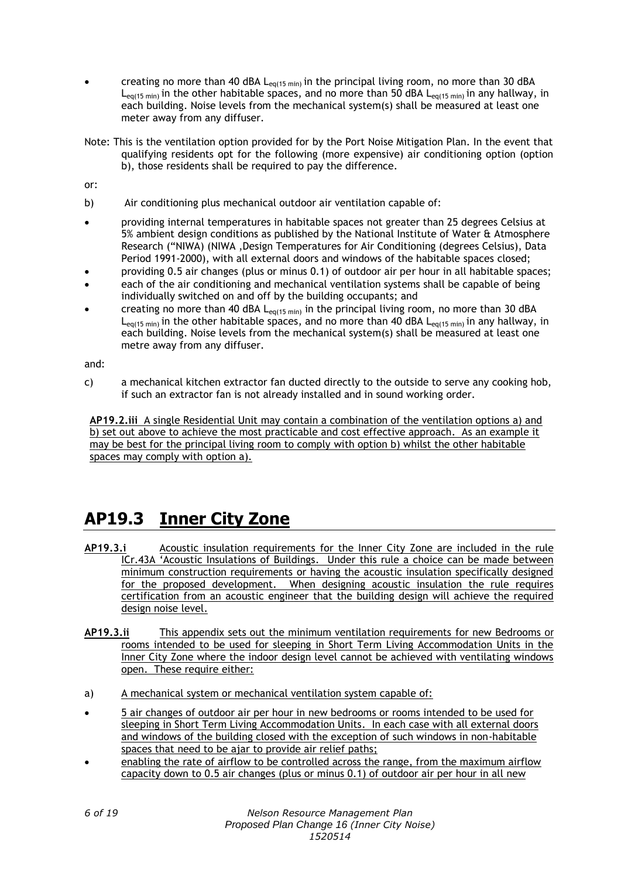- creating no more than 40 dBA $L_{eq(15\ min)}$ in the principal living room, no more than 30 dBA $L_{eq(15\ min)}$ in the other habitable spaces, and no more than 50 dBA $L_{eq(15\ min)}$ in any hallway, in each building. Noise levels from the mechanical system(s) shall be measured at least one meter away from any diffuser.

Note: This is the ventilation option provided for by the Port Noise Mitigation Plan. In the event that qualifying residents opt for the following (more expensive) air conditioning option (option b), those residents shall be required to pay the difference.

or:

b) Air conditioning plus mechanical outdoor air ventilation capable of:

- providing internal temperatures in habitable spaces not greater than 25 degrees Celsius at 5% ambient design conditions as published by the National Institute of Water & Atmosphere Research ("NIWA) (NIWA ,Design Temperatures for Air Conditioning (degrees Celsius), Data Period 1991-2000), with all external doors and windows of the habitable spaces closed;
- providing 0.5 air changes (plus or minus 0.1) of outdoor air per hour in all habitable spaces;
- each of the air conditioning and mechanical ventilation systems shall be capable of being individually switched on and off by the building occupants; and
- creating no more than 40 dBA $L_{eq(15\ min)}$ in the principal living room, no more than 30 dBA $L_{eq(15\ min)}$ in the other habitable spaces, and no more than 40 dBA $L_{eq(15\ min)}$ in any hallway, in each building. Noise levels from the mechanical system(s) shall be measured at least one metre away from any diffuser.

and:

c) a mechanical kitchen extractor fan ducted directly to the outside to serve any cooking hob, if such an extractor fan is not already installed and in sound working order.

**AP19.2.iii** A single Residential Unit may contain a combination of the ventilation options a) and b) set out above to achieve the most practicable and cost effective approach. As an example it may be best for the principal living room to comply with option b) whilst the other habitable spaces may comply with option a).

# AP19.3 Inner City Zone

**AP19.3.i** Acoustic insulation requirements for the Inner City Zone are included in the rule ICr.43A 'Acoustic Insulations of Buildings. Under this rule a choice can be made between minimum construction requirements or having the acoustic insulation specifically designed for the proposed development. When designing acoustic insulation the rule requires certification from an acoustic engineer that the building design will achieve the required design noise level.

**AP19.3.ii** This appendix sets out the minimum ventilation requirements for new Bedrooms or rooms intended to be used for sleeping in Short Term Living Accommodation Units in the Inner City Zone where the indoor design level cannot be achieved with ventilating windows open. These require either:

a) A mechanical system or mechanical ventilation system capable of:

- 5 air changes of outdoor air per hour in new bedrooms or rooms intended to be used for sleeping in Short Term Living Accommodation Units. In each case with all external doors and windows of the building closed with the exception of such windows in non-habitable spaces that need to be ajar to provide air relief paths;
- enabling the rate of airflow to be controlled across the range, from the maximum airflow capacity down to 0.5 air changes (plus or minus 0.1) of outdoor air per hour in all new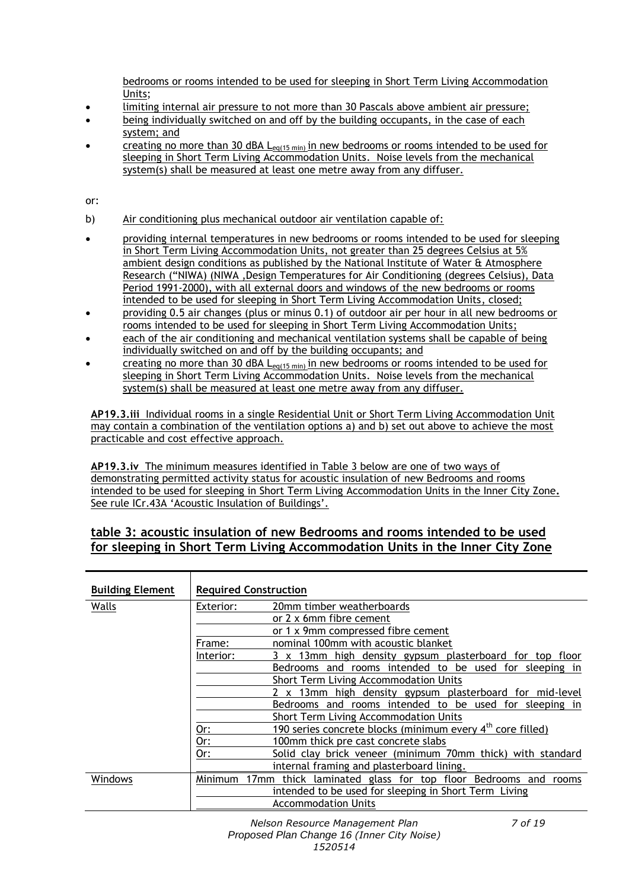bedrooms or rooms intended to be used for sleeping in Short Term Living Accommodation Units;

- limiting internal air pressure to not more than 30 Pascals above ambient air pressure;
- being individually switched on and off by the building occupants, in the case of each system; and
- creating no more than 30 dBA $L_{eq(15\ min)}$ in new bedrooms or rooms intended to be used for sleeping in Short Term Living Accommodation Units. Noise levels from the mechanical system(s) shall be measured at least one metre away from any diffuser.

or:

b) Air conditioning plus mechanical outdoor air ventilation capable of:

- providing internal temperatures in new bedrooms or rooms intended to be used for sleeping in Short Term Living Accommodation Units, not greater than 25 degrees Celsius at 5% ambient design conditions as published by the National Institute of Water & Atmosphere Research ("NIWA) (NIWA ,Design Temperatures for Air Conditioning (degrees Celsius), Data Period 1991-2000), with all external doors and windows of the new bedrooms or rooms intended to be used for sleeping in Short Term Living Accommodation Units, closed;
- providing 0.5 air changes (plus or minus 0.1) of outdoor air per hour in all new bedrooms or rooms intended to be used for sleeping in Short Term Living Accommodation Units;
- each of the air conditioning and mechanical ventilation systems shall be capable of being individually switched on and off by the building occupants; and
- creating no more than 30 dBA $L_{eq(15\ min)}$ in new bedrooms or rooms intended to be used for sleeping in Short Term Living Accommodation Units. Noise levels from the mechanical system(s) shall be measured at least one metre away from any diffuser.

**AP19.3.iii** Individual rooms in a single Residential Unit or Short Term Living Accommodation Unit may contain a combination of the ventilation options a) and b) set out above to achieve the most practicable and cost effective approach.

**AP19.3.iv** The minimum measures identified in Table 3 below are one of two ways of demonstrating permitted activity status for acoustic insulation of new Bedrooms and rooms intended to be used for sleeping in Short Term Living Accommodation Units in the Inner City Zone. See rule ICr.43A 'Acoustic Insulation of Buildings'.

## table 3: acoustic insulation of new Bedrooms and rooms intended to be used for sleeping in Short Term Living Accommodation Units in the Inner City Zone

| Building Element | Required Construction | |
|---|---|---|
| Walls | Exterior: | 20mm timber weatherboards |
| | | or 2 x 6mm fibre cement |
| | | or 1 x 9mm compressed fibre cement |
| | Frame: | nominal 100mm with acoustic blanket |
| | Interior: | 3 x 13mm high density gypsum plasterboard for top floor Bedrooms and rooms intended to be used for sleeping in Short Term Living Accommodation Units |
| | | 2 x 13mm high density gypsum plasterboard for mid-level Bedrooms and rooms intended to be used for sleeping in Short Term Living Accommodation Units |
| | Or: | 190 series concrete blocks (minimum every 4th core filled) |
| | Or: | 100mm thick pre cast concrete slabs |
| | Or: | Solid clay brick veneer (minimum 70mm thick) with standard internal framing and plasterboard lining. |
| Windows | Minimum 17mm thick laminated glass for top floor Bedrooms and rooms intended to be used for sleeping in Short Term Living Accommodation Units | |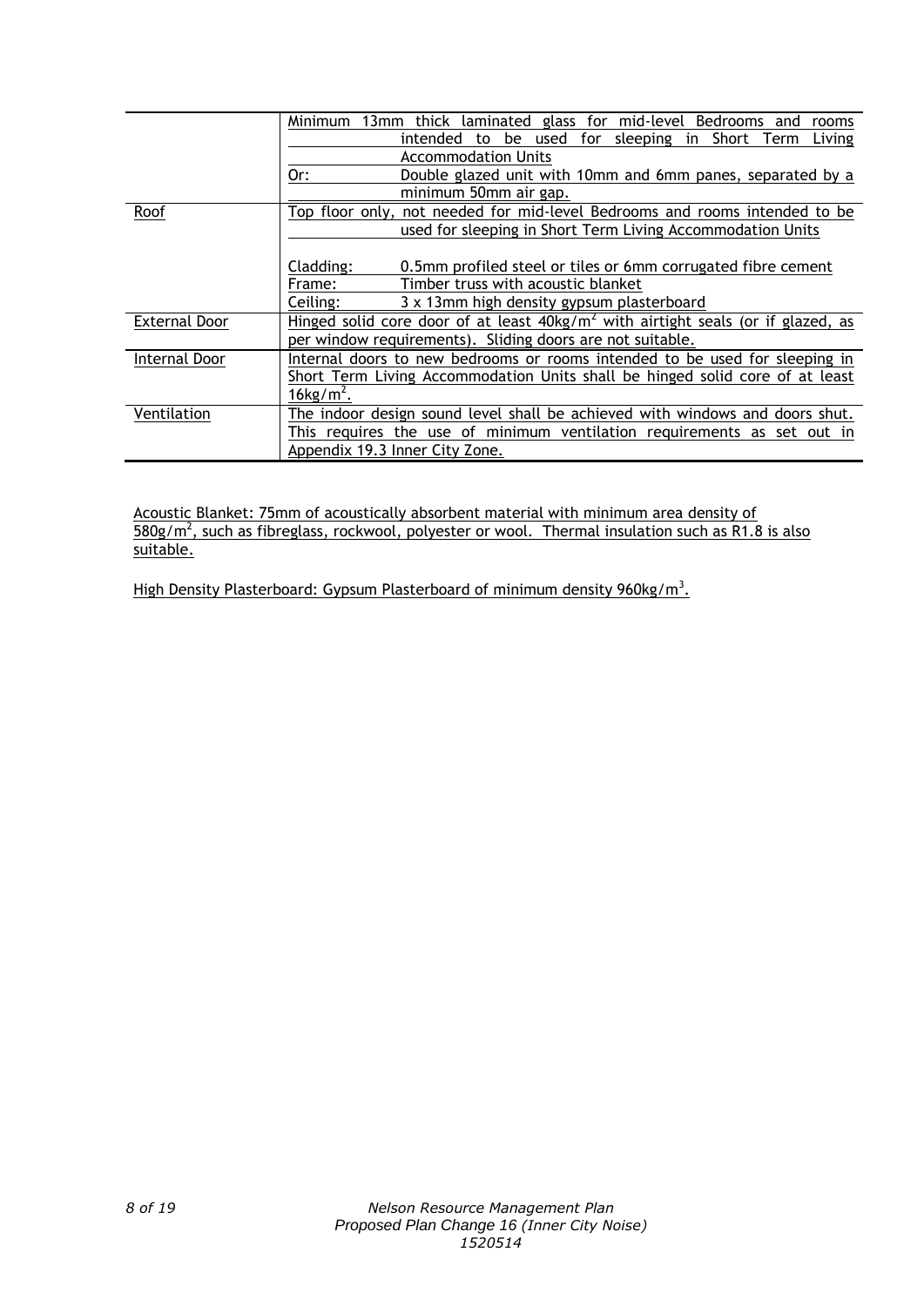| | |
|---|---|
| | Minimum 13mm thick laminated glass for mid-level Bedrooms and rooms intended to be used for sleeping in Short Term Living Accommodation Units<br>Or: Double glazed unit with 10mm and 6mm panes, separated by a minimum 50mm air gap. |
| Roof | Top floor only, not needed for mid-level Bedrooms and rooms intended to be used for sleeping in Short Term Living Accommodation Units<br><br>Cladding: 0.5mm profiled steel or tiles or 6mm corrugated fibre cement<br>Frame: Timber truss with acoustic blanket<br>Ceiling: 3 x 13mm high density gypsum plasterboard |
| External Door | Hinged solid core door of at least $40kg/m^2$ with airtight seals (or if glazed, as per window requirements). Sliding doors are not suitable. |
| Internal Door | Internal doors to new bedrooms or rooms intended to be used for sleeping in Short Term Living Accommodation Units shall be hinged solid core of at least $16kg/m^2$. |
| Ventilation | The indoor design sound level shall be achieved with windows and doors shut. This requires the use of minimum ventilation requirements as set out in Appendix 19.3 Inner City Zone. |

Acoustic Blanket: 75mm of acoustically absorbent material with minimum area density of $580g/m^2$, such as fibreglass, rockwool, polyester or wool. Thermal insulation such as R1.8 is also suitable.

High Density Plasterboard: Gypsum Plasterboard of minimum density $960kg/m^3$.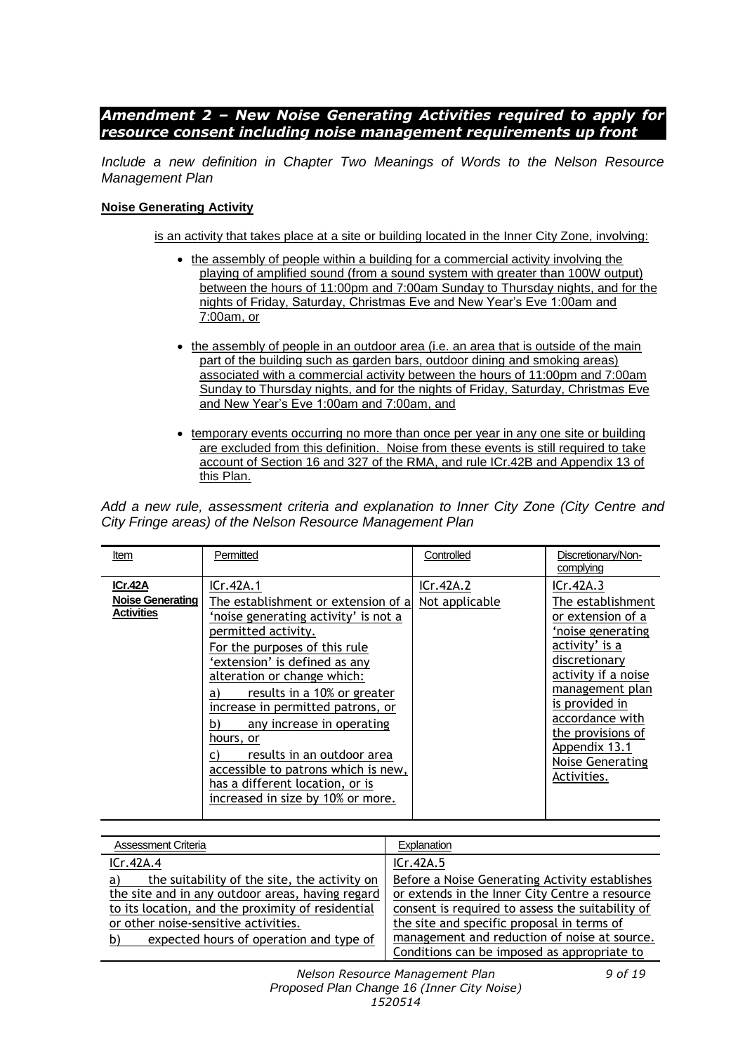## *Amendment 2 – New Noise Generating Activities required to apply for resource consent including noise management requirements up front*

*Include a new definition in Chapter Two Meanings of Words to the Nelson Resource Management Plan*

**Noise Generating Activity**

is an activity that takes place at a site or building located in the Inner City Zone, involving:

- the assembly of people within a building for a commercial activity involving the playing of amplified sound (from a sound system with greater than 100W output) between the hours of 11:00pm and 7:00am Sunday to Thursday nights, and for the nights of Friday, Saturday, Christmas Eve and New Year's Eve 1:00am and 7:00am, or
- the assembly of people in an outdoor area (i.e. an area that is outside of the main part of the building such as garden bars, outdoor dining and smoking areas) associated with a commercial activity between the hours of 11:00pm and 7:00am Sunday to Thursday nights, and for the nights of Friday, Saturday, Christmas Eve and New Year's Eve 1:00am and 7:00am, and
- temporary events occurring no more than once per year in any one site or building are excluded from this definition. Noise from these events is still required to take account of Section 16 and 327 of the RMA, and rule ICr.42B and Appendix 13 of this Plan.

*Add a new rule, assessment criteria and explanation to Inner City Zone (City Centre and City Fringe areas) of the Nelson Resource Management Plan*

| Item | Permitted | Controlled | Discretionary/Non-complying |
|---|---|---|---|
| **ICr.42A** **Noise Generating Activities** | ICr.42A.1<br>The establishment or extension of a 'noise generating activity' is not a permitted activity.<br>For the purposes of this rule 'extension' is defined as any alteration or change which:<br>a) results in a 10% or greater increase in permitted patrons, or<br>b) any increase in operating hours, or<br>c) results in an outdoor area accessible to patrons which is new, has a different location, or is increased in size by 10% or more. | ICr.42A.2<br>Not applicable | ICr.42A.3<br>The establishment or extension of a 'noise generating activity' is a discretionary activity if a noise management plan is provided in accordance with the provisions of Appendix 13.1 Noise Generating Activities. |

| Assessment Criteria | Explanation |
|---|---|
| ICr.42A.4<br>a) the suitability of the site, the activity on the site and in any outdoor areas, having regard to its location, and the proximity of residential or other noise-sensitive activities.<br>b) expected hours of operation and type of | ICr.42A.5<br>Before a Noise Generating Activity establishes or extends in the Inner City Centre a resource consent is required to assess the suitability of the site and specific proposal in terms of management and reduction of noise at source. Conditions can be imposed as appropriate to |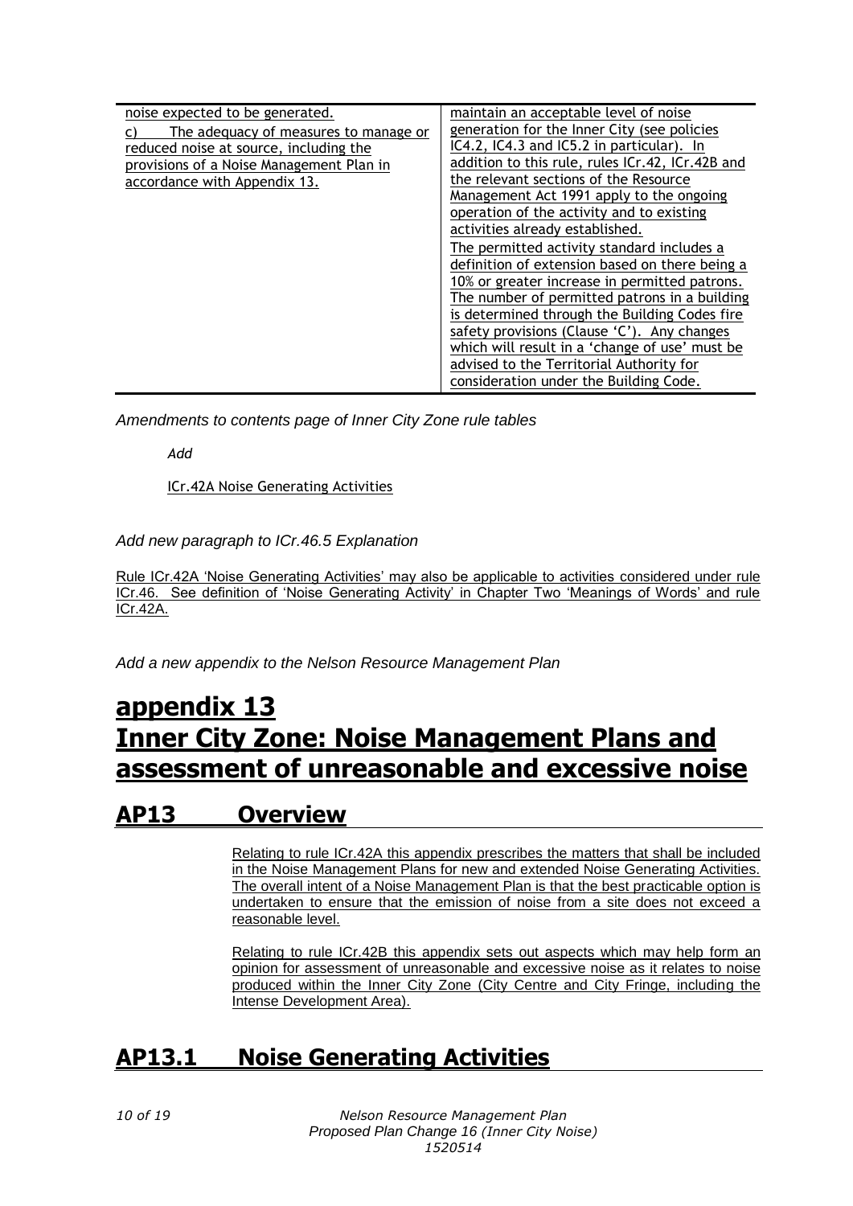| | |
|---|---|
| noise expected to be generated.<br>c) The adequacy of measures to manage or reduced noise at source, including the provisions of a Noise Management Plan in accordance with Appendix 13. | maintain an acceptable level of noise generation for the Inner City (see policies IC4.2, IC4.3 and IC5.2 in particular). In addition to this rule, rules ICr.42, ICr.42B and the relevant sections of the Resource Management Act 1991 apply to the ongoing operation of the activity and to existing activities already established.<br>The permitted activity standard includes a definition of extension based on there being a 10% or greater increase in permitted patrons. The number of permitted patrons in a building is determined through the Building Codes fire safety provisions (Clause 'C'). Any changes which will result in a 'change of use' must be advised to the Territorial Authority for consideration under the Building Code. |

*Amendments to contents page of Inner City Zone rule tables*

*Add*

ICr.42A Noise Generating Activities

*Add new paragraph to ICr.46.5 Explanation*

Rule ICr.42A 'Noise Generating Activities' may also be applicable to activities considered under rule ICr.46. See definition of 'Noise Generating Activity' in Chapter Two 'Meanings of Words' and rule ICr.42A.

*Add a new appendix to the Nelson Resource Management Plan*

# appendix 13
# Inner City Zone: Noise Management Plans and assessment of unreasonable and excessive noise

## AP13 Overview

Relating to rule ICr.42A this appendix prescribes the matters that shall be included in the Noise Management Plans for new and extended Noise Generating Activities. The overall intent of a Noise Management Plan is that the best practicable option is undertaken to ensure that the emission of noise from a site does not exceed a reasonable level.

Relating to rule ICr.42B this appendix sets out aspects which may help form an opinion for assessment of unreasonable and excessive noise as it relates to noise produced within the Inner City Zone (City Centre and City Fringe, including the Intense Development Area).

## AP13.1 Noise Generating Activities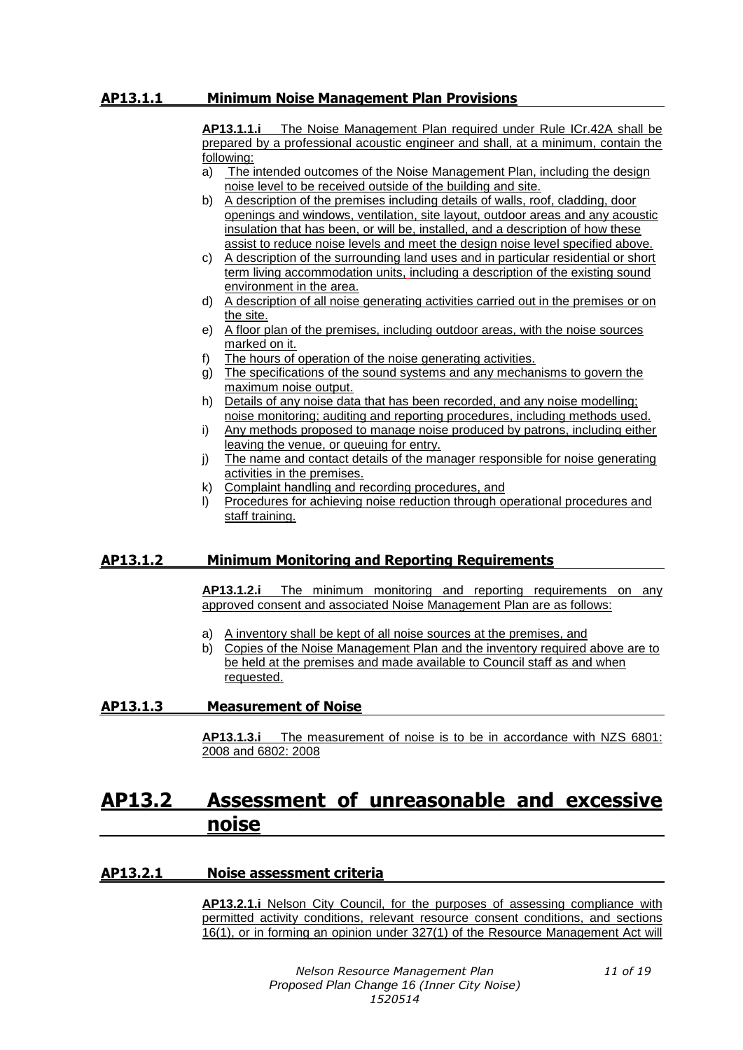### AP13.1.1 Minimum Noise Management Plan Provisions

**AP13.1.1.i** The Noise Management Plan required under Rule ICr.42A shall be prepared by a professional acoustic engineer and shall, at a minimum, contain the following:

a) The intended outcomes of the Noise Management Plan, including the design noise level to be received outside of the building and site.
b) A description of the premises including details of walls, roof, cladding, door openings and windows, ventilation, site layout, outdoor areas and any acoustic insulation that has been, or will be, installed, and a description of how these assist to reduce noise levels and meet the design noise level specified above.
c) A description of the surrounding land uses and in particular residential or short term living accommodation units, including a description of the existing sound environment in the area.
d) A description of all noise generating activities carried out in the premises or on the site.
e) A floor plan of the premises, including outdoor areas, with the noise sources marked on it.
f) The hours of operation of the noise generating activities.
g) The specifications of the sound systems and any mechanisms to govern the maximum noise output.
h) Details of any noise data that has been recorded, and any noise modelling; noise monitoring; auditing and reporting procedures, including methods used.
i) Any methods proposed to manage noise produced by patrons, including either leaving the venue, or queuing for entry.
j) The name and contact details of the manager responsible for noise generating activities in the premises.
k) Complaint handling and recording procedures, and
l) Procedures for achieving noise reduction through operational procedures and staff training.

### AP13.1.2 Minimum Monitoring and Reporting Requirements

**AP13.1.2.i** The minimum monitoring and reporting requirements on any approved consent and associated Noise Management Plan are as follows:

a) A inventory shall be kept of all noise sources at the premises, and
b) Copies of the Noise Management Plan and the inventory required above are to be held at the premises and made available to Council staff as and when requested.

### AP13.1.3 Measurement of Noise

**AP13.1.3.i** The measurement of noise is to be in accordance with NZS 6801: 2008 and 6802: 2008

## AP13.2 Assessment of unreasonable and excessive noise

### AP13.2.1 Noise assessment criteria

**AP13.2.1.i** Nelson City Council, for the purposes of assessing compliance with permitted activity conditions, relevant resource consent conditions, and sections 16(1), or in forming an opinion under 327(1) of the Resource Management Act will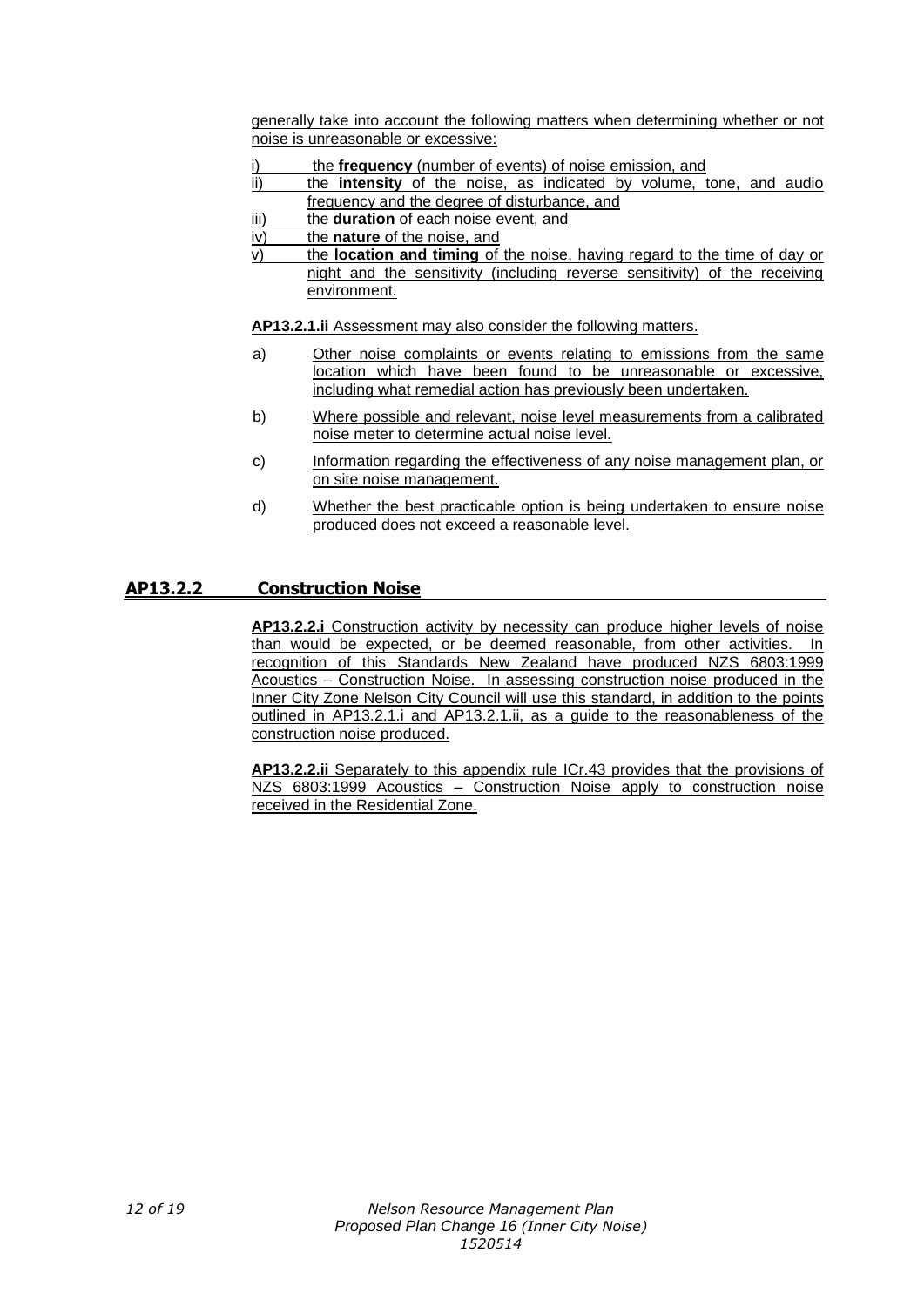generally take into account the following matters when determining whether or not noise is unreasonable or excessive:

i) the **frequency** (number of events) of noise emission, and

ii) the **intensity** of the noise, as indicated by volume, tone, and audio frequency and the degree of disturbance, and

iii) the **duration** of each noise event, and

iv) the **nature** of the noise, and

v) the **location and timing** of the noise, having regard to the time of day or night and the sensitivity (including reverse sensitivity) of the receiving environment.

**AP13.2.1.ii** Assessment may also consider the following matters.

a) Other noise complaints or events relating to emissions from the same location which have been found to be unreasonable or excessive, including what remedial action has previously been undertaken.

b) Where possible and relevant, noise level measurements from a calibrated noise meter to determine actual noise level.

c) Information regarding the effectiveness of any noise management plan, or on site noise management.

d) Whether the best practicable option is being undertaken to ensure noise produced does not exceed a reasonable level.

## AP13.2.2 Construction Noise

**AP13.2.2.i** Construction activity by necessity can produce higher levels of noise than would be expected, or be deemed reasonable, from other activities. In recognition of this Standards New Zealand have produced NZS 6803:1999 Acoustics – Construction Noise. In assessing construction noise produced in the Inner City Zone Nelson City Council will use this standard, in addition to the points outlined in AP13.2.1.i and AP13.2.1.ii, as a guide to the reasonableness of the construction noise produced.

**AP13.2.2.ii** Separately to this appendix rule ICr.43 provides that the provisions of NZS 6803:1999 Acoustics – Construction Noise apply to construction noise received in the Residential Zone.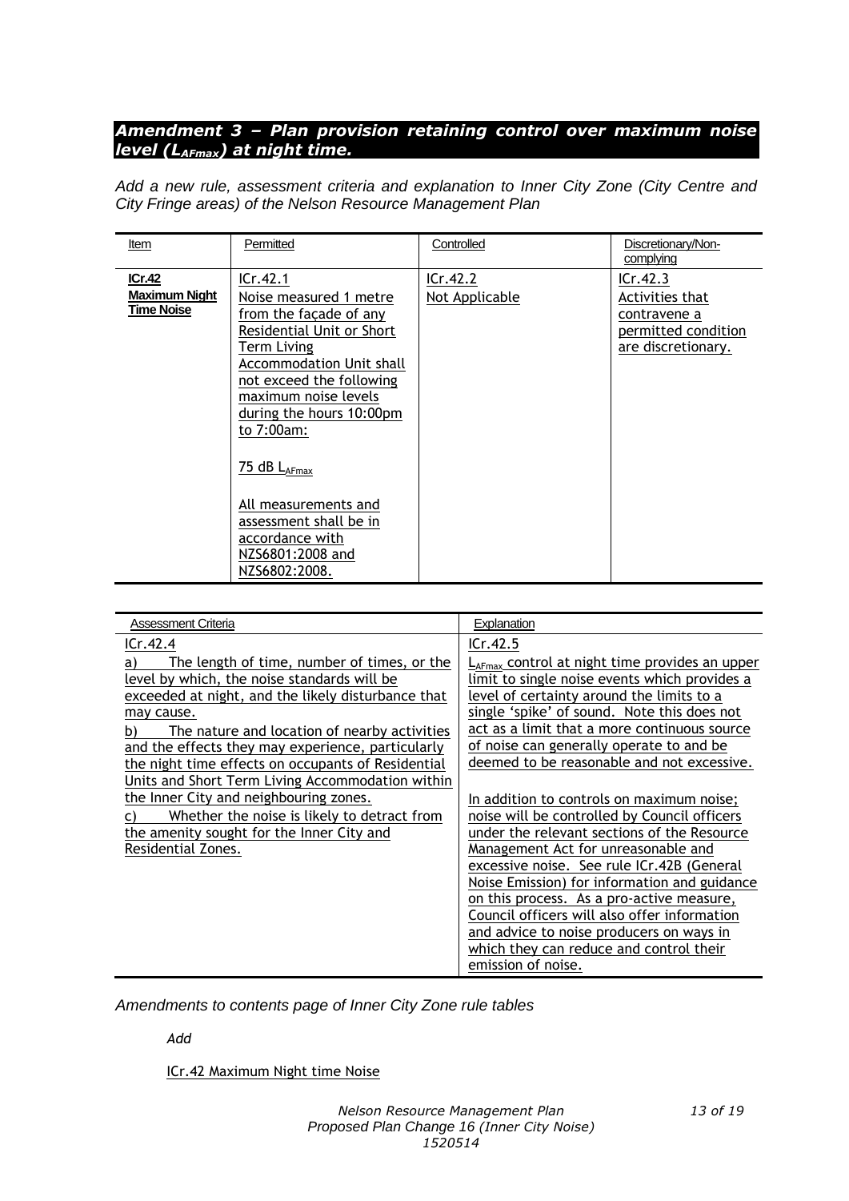## *Amendment 3 – Plan provision retaining control over maximum noise level ($L_{AFmax}$) at night time.*

*Add a new rule, assessment criteria and explanation to Inner City Zone (City Centre and City Fringe areas) of the Nelson Resource Management Plan*

| Item | Permitted | Controlled | Discretionary/Non-complying |
|---|---|---|---|
| **ICr.42** **Maximum Night Time Noise** | ICr.42.1 Noise measured 1 metre from the façade of any Residential Unit or Short Term Living Accommodation Unit shall not exceed the following maximum noise levels during the hours 10:00pm to 7:00am: <br><br> 75 dB $L_{AFmax}$ <br><br> All measurements and assessment shall be in accordance with NZS6801:2008 and NZS6802:2008. | ICr.42.2 Not Applicable | ICr.42.3 Activities that contravene a permitted condition are discretionary. |

| Assessment Criteria | Explanation |
|---|---|
| ICr.42.4 <br> a) The length of time, number of times, or the level by which, the noise standards will be exceeded at night, and the likely disturbance that may cause. <br> b) The nature and location of nearby activities and the effects they may experience, particularly the night time effects on occupants of Residential Units and Short Term Living Accommodation within the Inner City and neighbouring zones. <br> c) Whether the noise is likely to detract from the amenity sought for the Inner City and Residential Zones. | ICr.42.5 <br> $L_{AFmax}$ control at night time provides an upper limit to single noise events which provides a level of certainty around the limits to a single 'spike' of sound. Note this does not act as a limit that a more continuous source of noise can generally operate to and be deemed to be reasonable and not excessive. <br><br> In addition to controls on maximum noise; noise will be controlled by Council officers under the relevant sections of the Resource Management Act for unreasonable and excessive noise. See rule ICr.42B (General Noise Emission) for information and guidance on this process. As a pro-active measure, Council officers will also offer information and advice to noise producers on ways in which they can reduce and control their emission of noise. |

*Amendments to contents page of Inner City Zone rule tables*

*Add*

ICr.42 Maximum Night time Noise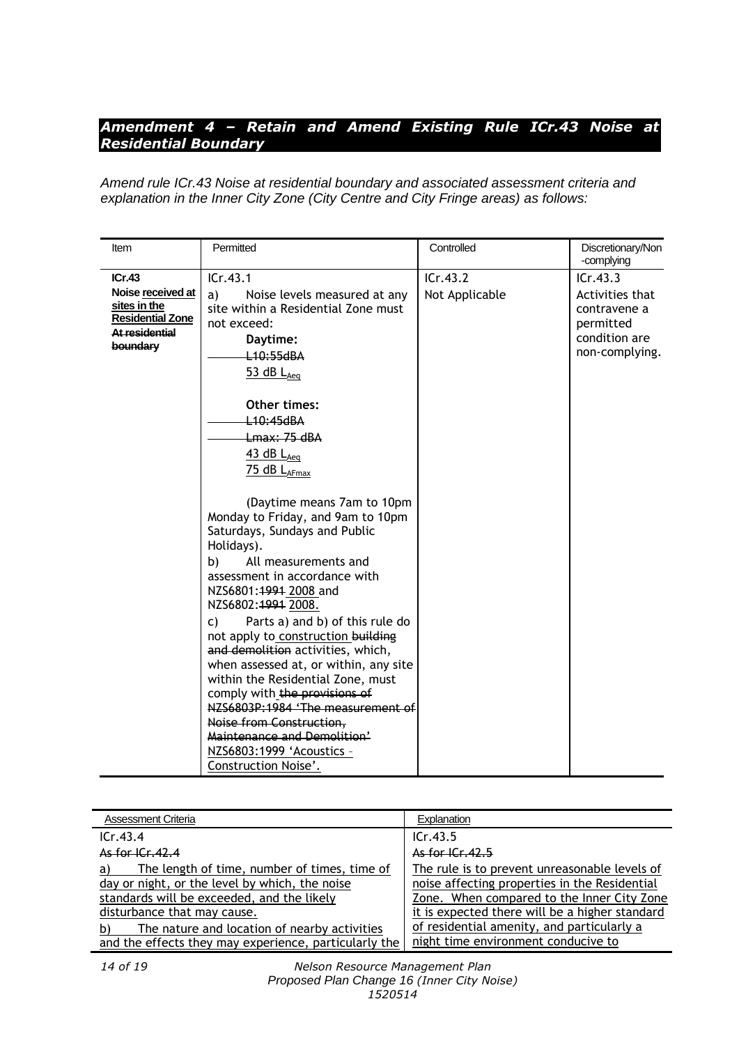## *Amendment 4 – Retain and Amend Existing Rule ICr.43 Noise at Residential Boundary*

*Amend rule ICr.43 Noise at residential boundary and associated assessment criteria and explanation in the Inner City Zone (City Centre and City Fringe areas) as follows:*

| Item | Permitted | Controlled | Discretionary/Non-complying |
|---|---|---|---|
| **ICr.43**<br>**Noise <u>received at sites in the Residential Zone</u> ~~At residential boundary~~** | ICr.43.1<br>a) Noise levels measured at any site within a Residential Zone must not exceed:<br>**Daytime:**<br>~~L10:55dBA~~<br><u>53 dB $L_{Aeq}$</u><br><br>**Other times:**<br>~~L10:45dBA~~<br>~~Lmax: 75 dBA~~<br><u>43 dB $L_{Aeq}$</u><br><u>75 dB $L_{AFmax}$</u><br><br>(Daytime means 7am to 10pm Monday to Friday, and 9am to 10pm Saturdays, Sundays and Public Holidays).<br>b) All measurements and assessment in accordance with NZS6801:~~1991~~ <u>2008</u> and NZS6802:~~1991~~ <u>2008.</u><br>c) Parts a) and b) of this rule do not apply to <u>construction</u> ~~building and demolition~~ activities, which, when assessed at, or within, any site within the Residential Zone, must comply with ~~the provisions of NZS6803P:1984 'The measurement of Noise from Construction, Maintenance and Demolition'~~ <u>NZS6803:1999 'Acoustics – Construction Noise'.</u> | ICr.43.2<br>Not Applicable | ICr.43.3<br>Activities that contravene a permitted condition are non-complying. |

| Assessment Criteria | Explanation |
|---|---|
| ICr.43.4<br>~~As for ICr.42.4~~<br><u>a) The length of time, number of times, time of day or night, or the level by which, the noise standards will be exceeded, and the likely disturbance that may cause.</u><br><u>b) The nature and location of nearby activities and the effects they may experience, particularly the</u> | ICr.43.5<br>~~As for ICr.42.5~~<br><u>The rule is to prevent unreasonable levels of noise affecting properties in the Residential Zone. When compared to the Inner City Zone it is expected there will be a higher standard of residential amenity, and particularly a night time environment conducive to</u> |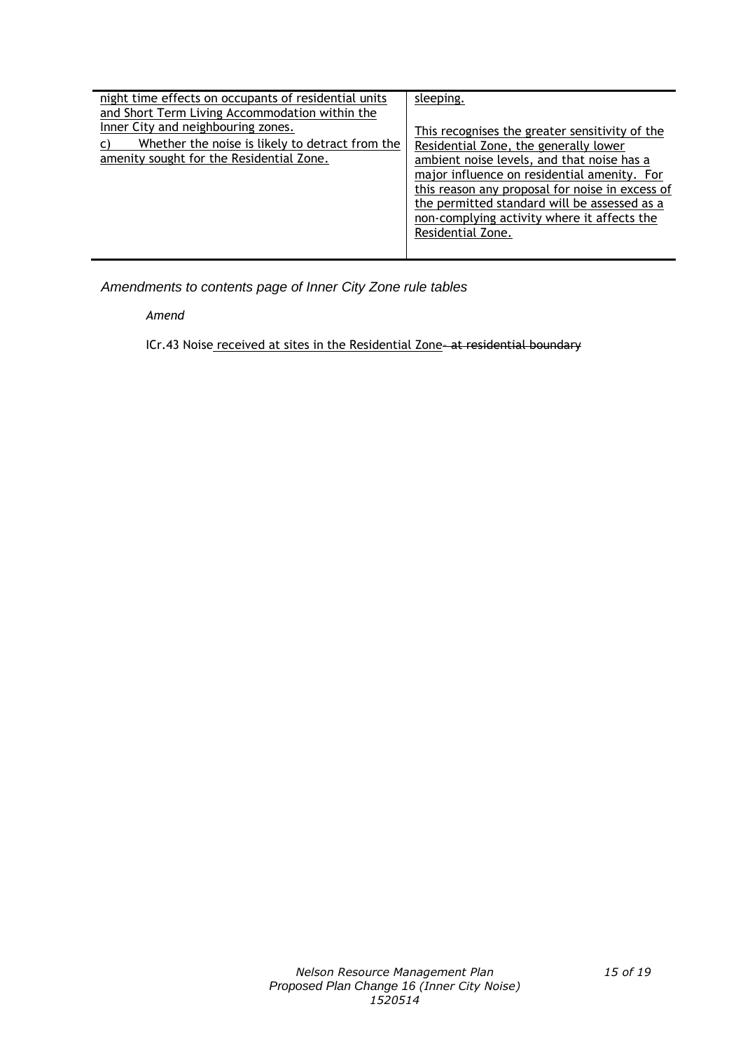| | |
|---|---|
| <u>night time effects on occupants of residential units and Short Term Living Accommodation within the Inner City and neighbouring zones.</u><br><u>c) Whether the noise is likely to detract from the amenity sought for the Residential Zone.</u> | <u>sleeping.</u><br><br><u>This recognises the greater sensitivity of the Residential Zone, the generally lower ambient noise levels, and that noise has a major influence on residential amenity. For this reason any proposal for noise in excess of the permitted standard will be assessed as a non-complying activity where it affects the Residential Zone.</u> |

*Amendments to contents page of Inner City Zone rule tables*

*Amend*

ICr.43 Noise <u>received at sites in the Residential Zone</u> ~~- at residential boundary~~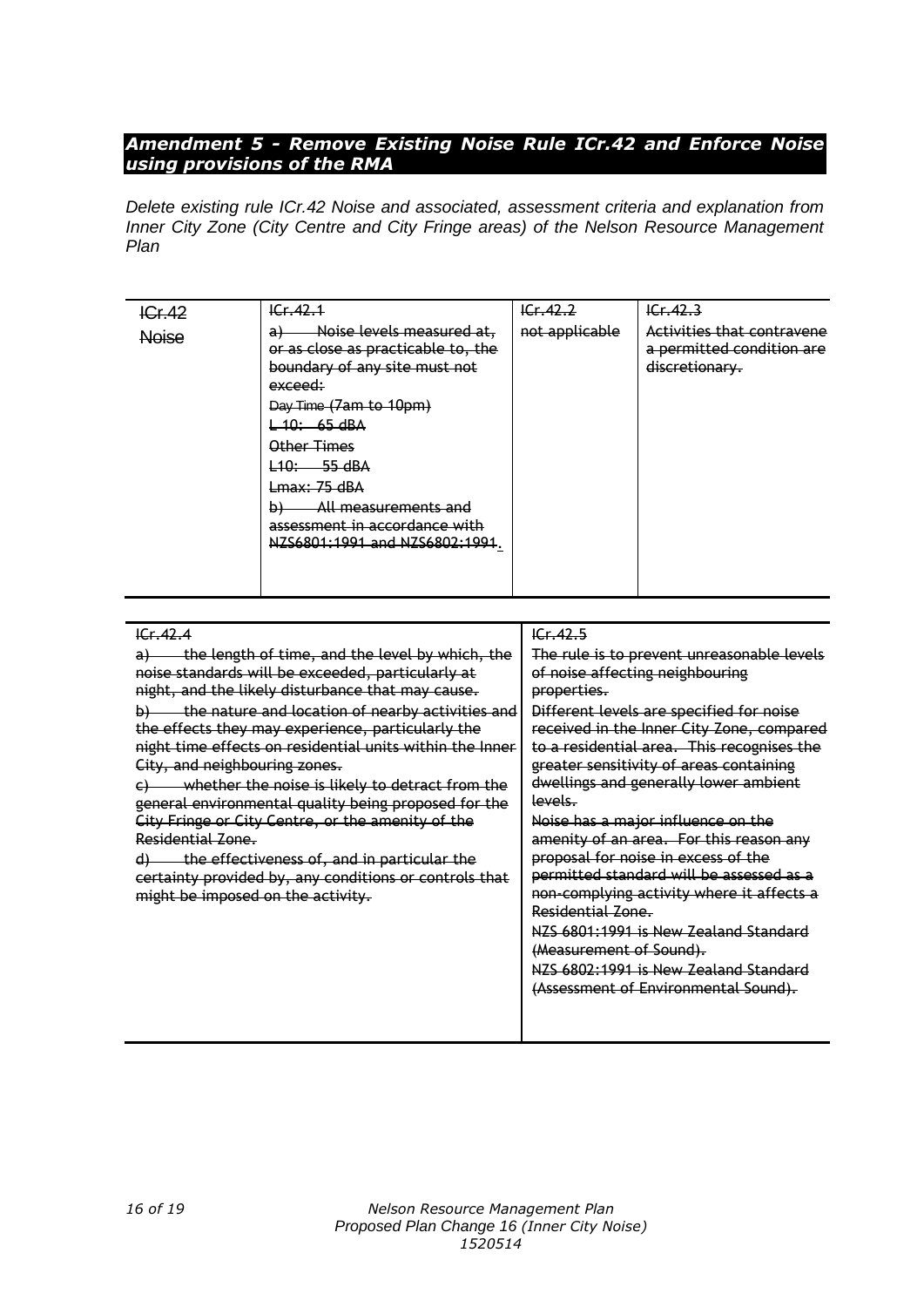## *Amendment 5 - Remove Existing Noise Rule ICr.42 and Enforce Noise using provisions of the RMA*

*Delete existing rule ICr.42 Noise and associated, assessment criteria and explanation from Inner City Zone (City Centre and City Fringe areas) of the Nelson Resource Management Plan*

| ~~ICr.42~~ ~~Noise~~ | ~~ICr.42.1~~ | ~~ICr.42.2~~ | ~~ICr.42.3~~ |
|---|---|---|---|
| | ~~a) Noise levels measured at, or as close as practicable to, the boundary of any site must not exceed:~~<br>~~Day Time (7am to 10pm)~~<br>~~L 10: 65 dBA~~<br>~~Other Times~~<br>~~L10: 55 dBA~~<br>~~Lmax: 75 dBA~~<br>~~b) All measurements and assessment in accordance with NZS6801:1991 and NZS6802:1991~~. | ~~not applicable~~ | ~~Activities that contravene a permitted condition are discretionary.~~ |

| ~~ICr.42.4~~ | ~~ICr.42.5~~ |
|---|---|
| ~~a) the length of time, and the level by which, the noise standards will be exceeded, particularly at night, and the likely disturbance that may cause.~~<br>~~b) the nature and location of nearby activities and the effects they may experience, particularly the night time effects on residential units within the Inner City, and neighbouring zones.~~<br>~~c) whether the noise is likely to detract from the general environmental quality being proposed for the City Fringe or City Centre, or the amenity of the Residential Zone.~~<br>~~d) the effectiveness of, and in particular the certainty provided by, any conditions or controls that might be imposed on the activity.~~ | ~~The rule is to prevent unreasonable levels of noise affecting neighbouring properties.~~<br>~~Different levels are specified for noise received in the Inner City Zone, compared to a residential area. This recognises the greater sensitivity of areas containing dwellings and generally lower ambient levels.~~<br>~~Noise has a major influence on the amenity of an area. For this reason any proposal for noise in excess of the permitted standard will be assessed as a non-complying activity where it affects a Residential Zone.~~<br>~~NZS 6801:1991 is New Zealand Standard (Measurement of Sound).~~<br>~~NZS 6802:1991 is New Zealand Standard (Assessment of Environmental Sound).~~ |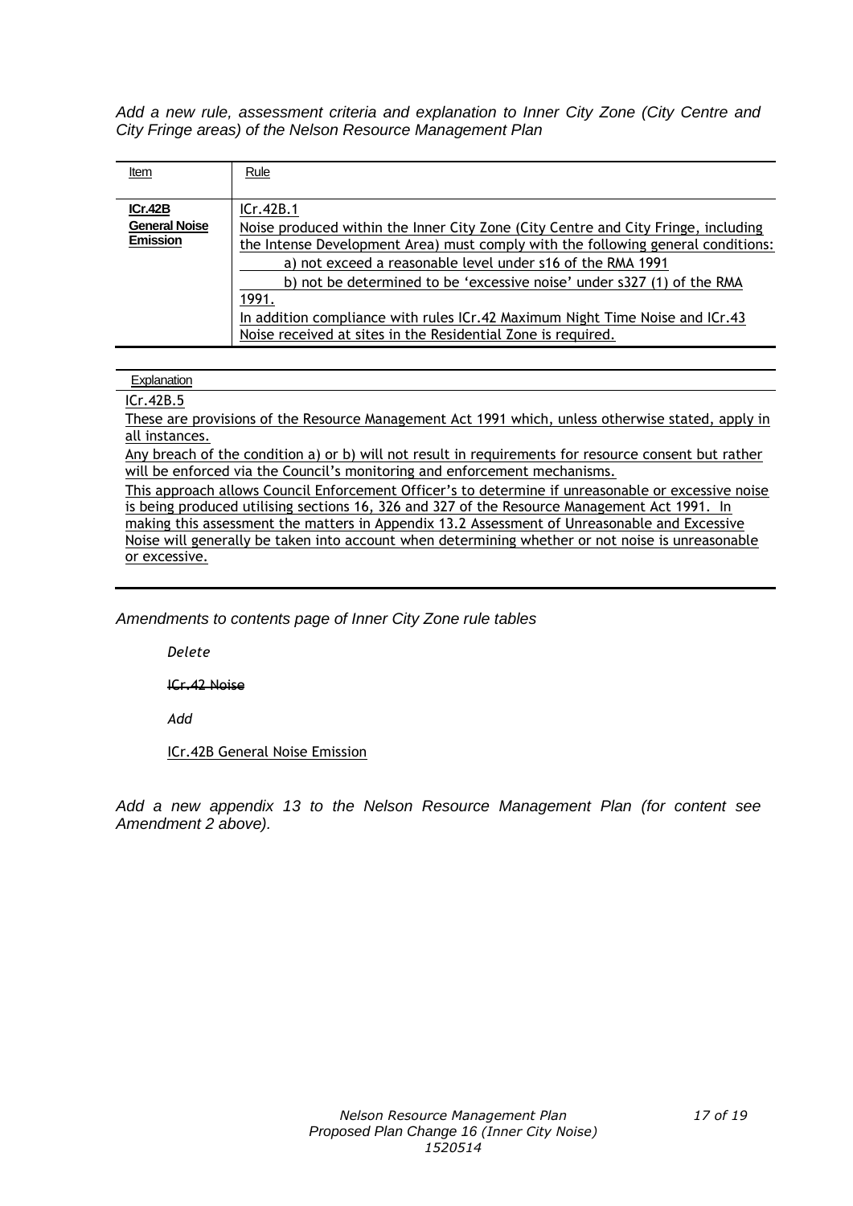*Add a new rule, assessment criteria and explanation to Inner City Zone (City Centre and City Fringe areas) of the Nelson Resource Management Plan*

| Item | Rule |
|---|---|
| **ICr.42B General Noise Emission** | ICr.42B.1<br>Noise produced within the Inner City Zone (City Centre and City Fringe, including the Intense Development Area) must comply with the following general conditions:<br>a) not exceed a reasonable level under s16 of the RMA 1991<br>b) not be determined to be 'excessive noise' under s327 (1) of the RMA 1991.<br>In addition compliance with rules ICr.42 Maximum Night Time Noise and ICr.43 Noise received at sites in the Residential Zone is required. |

| Explanation |
|---|
| ICr.42B.5<br>These are provisions of the Resource Management Act 1991 which, unless otherwise stated, apply in all instances.<br>Any breach of the condition a) or b) will not result in requirements for resource consent but rather will be enforced via the Council's monitoring and enforcement mechanisms.<br>This approach allows Council Enforcement Officer's to determine if unreasonable or excessive noise is being produced utilising sections 16, 326 and 327 of the Resource Management Act 1991. In making this assessment the matters in Appendix 13.2 Assessment of Unreasonable and Excessive Noise will generally be taken into account when determining whether or not noise is unreasonable or excessive. |

*Amendments to contents page of Inner City Zone rule tables*

*Delete*

~~ICr.42 Noise~~

*Add*

ICr.42B General Noise Emission

*Add a new appendix 13 to the Nelson Resource Management Plan (for content see Amendment 2 above).*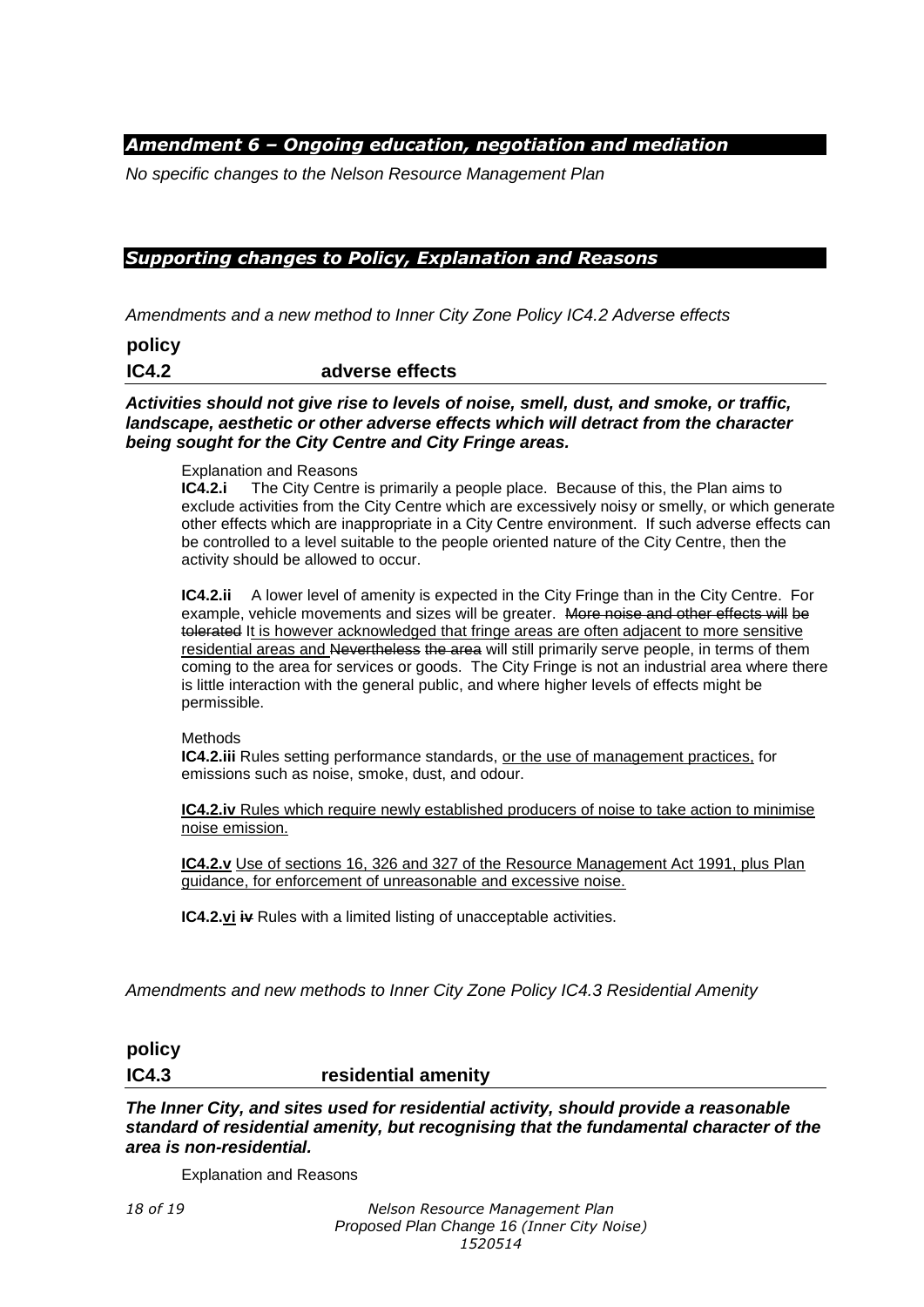## *Amendment 6 – Ongoing education, negotiation and mediation*

*No specific changes to the Nelson Resource Management Plan*

## *Supporting changes to Policy, Explanation and Reasons*

*Amendments and a new method to Inner City Zone Policy IC4.2 Adverse effects*

**policy**

**IC4.2** **adverse effects**

***Activities should not give rise to levels of noise, smell, dust, and smoke, or traffic, landscape, aesthetic or other adverse effects which will detract from the character being sought for the City Centre and City Fringe areas.***

Explanation and Reasons

**IC4.2.i** The City Centre is primarily a people place. Because of this, the Plan aims to exclude activities from the City Centre which are excessively noisy or smelly, or which generate other effects which are inappropriate in a City Centre environment. If such adverse effects can be controlled to a level suitable to the people oriented nature of the City Centre, then the activity should be allowed to occur.

**IC4.2.ii** A lower level of amenity is expected in the City Fringe than in the City Centre. For example, vehicle movements and sizes will be greater. ~~More noise and other effects will be tolerated~~ <u>It is however acknowledged that fringe areas are often adjacent to more sensitive residential areas and</u> ~~Nevertheless~~ ~~the area~~ will still primarily serve people, in terms of them coming to the area for services or goods. The City Fringe is not an industrial area where there is little interaction with the general public, and where higher levels of effects might be permissible.

Methods

**IC4.2.iii** Rules setting performance standards, <u>or the use of management practices,</u> for emissions such as noise, smoke, dust, and odour.

<u>**IC4.2.iv** Rules which require newly established producers of noise to take action to minimise noise emission.</u>

<u>**IC4.2.v** Use of sections 16, 326 and 327 of the Resource Management Act 1991, plus Plan guidance, for enforcement of unreasonable and excessive noise.</u>

**IC4.2.<u>vi</u>** ~~**iv**~~ Rules with a limited listing of unacceptable activities.

*Amendments and new methods to Inner City Zone Policy IC4.3 Residential Amenity*

**policy**

**IC4.3** **residential amenity**

***The Inner City, and sites used for residential activity, should provide a reasonable standard of residential amenity, but recognising that the fundamental character of the area is non-residential.***

Explanation and Reasons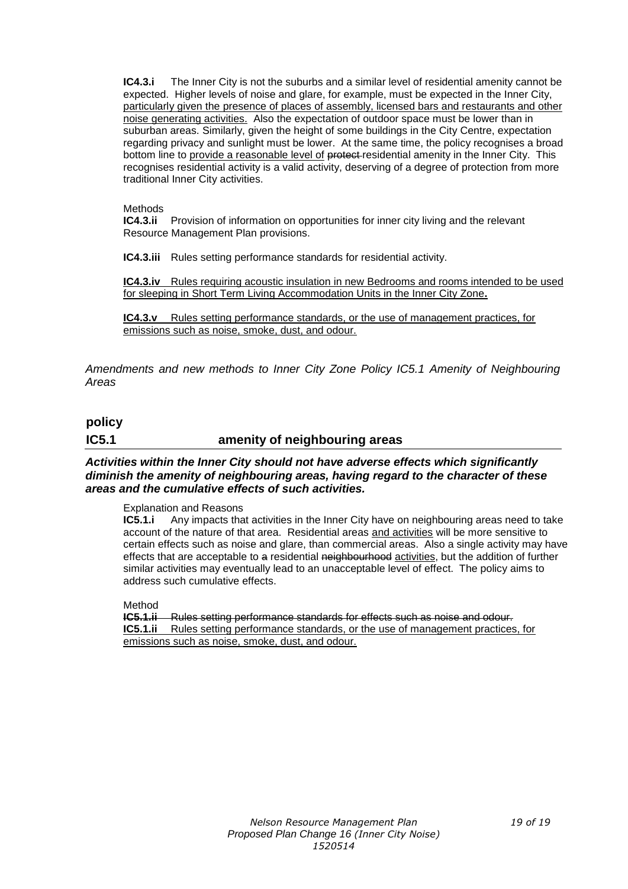**IC4.3.i** The Inner City is not the suburbs and a similar level of residential amenity cannot be expected. Higher levels of noise and glare, for example, must be expected in the Inner City, <u>particularly given the presence of places of assembly, licensed bars and restaurants and other noise generating activities.</u> Also the expectation of outdoor space must be lower than in suburban areas. Similarly, given the height of some buildings in the City Centre, expectation regarding privacy and sunlight must be lower. At the same time, the policy recognises a broad bottom line to <u>provide a reasonable level of</u> ~~protect~~ residential amenity in the Inner City. This recognises residential activity is a valid activity, deserving of a degree of protection from more traditional Inner City activities.

Methods

**IC4.3.ii** Provision of information on opportunities for inner city living and the relevant Resource Management Plan provisions.

**IC4.3.iii** Rules setting performance standards for residential activity.

<u>**IC4.3.iv** Rules requiring acoustic insulation in new Bedrooms and rooms intended to be used for sleeping in Short Term Living Accommodation Units in the Inner City Zone**.**</u>

<u>**IC4.3.v** Rules setting performance standards, or the use of management practices, for emissions such as noise, smoke, dust, and odour.</u>

*Amendments and new methods to Inner City Zone Policy IC5.1 Amenity of Neighbouring Areas*

## policy

## IC5.1 amenity of neighbouring areas

***Activities within the Inner City should not have adverse effects which significantly diminish the amenity of neighbouring areas, having regard to the character of these areas and the cumulative effects of such activities.***

Explanation and Reasons

**IC5.1.i** Any impacts that activities in the Inner City have on neighbouring areas need to take account of the nature of that area. Residential areas <u>and activities</u> will be more sensitive to certain effects such as noise and glare, than commercial areas. Also a single activity may have effects that are acceptable to ~~a~~ residential ~~neighbourhood~~ <u>activities</u>, but the addition of further similar activities may eventually lead to an unacceptable level of effect. The policy aims to address such cumulative effects.

Method

~~**IC5.1.ii** Rules setting performance standards for effects such as noise and odour.~~

<u>**IC5.1.ii** Rules setting performance standards, or the use of management practices, for emissions such as noise, smoke, dust, and odour.</u>